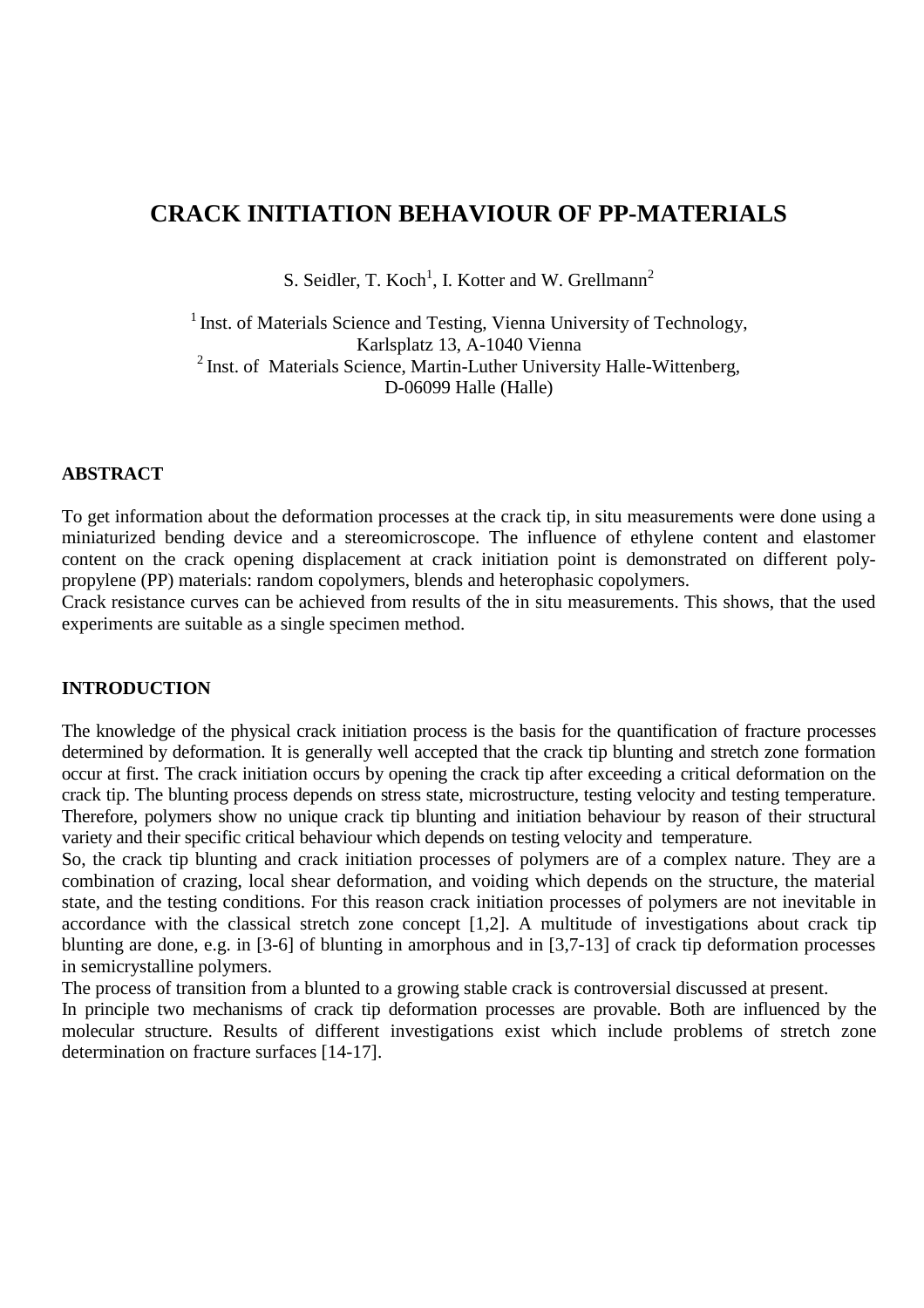# CRACK INITIATION BEHAVIOUR OF PP-MATERIALS

S. Seidler, T. Koch[1], I. Kotter and W. Grellmann[2]

[1] Inst. of Materials Science and Testing, Vienna University of Technology, Karlsplatz 13, A-1040 Vienna

[2] Inst. of Materials Science, Martin-Luther University Halle-Wittenberg, D-06099 Halle (Halle)

## ABSTRACT

To get information about the deformation processes at the crack tip, in situ measurements were done using a miniaturized bending device and a stereomicroscope. The influence of ethylene content and elastomer content on the crack opening displacement at crack initiation point is demonstrated on different poly-propylene (PP) materials: random copolymers, blends and heterophasic copolymers.

Crack resistance curves can be achieved from results of the in situ measurements. This shows, that the used experiments are suitable as a single specimen method.

## INTRODUCTION

The knowledge of the physical crack initiation process is the basis for the quantification of fracture processes determined by deformation. It is generally well accepted that the crack tip blunting and stretch zone formation occur at first. The crack initiation occurs by opening the crack tip after exceeding a critical deformation on the crack tip. The blunting process depends on stress state, microstructure, testing velocity and testing temperature. Therefore, polymers show no unique crack tip blunting and initiation behaviour by reason of their structural variety and their specific critical behaviour which depends on testing velocity and temperature.

So, the crack tip blunting and crack initiation processes of polymers are of a complex nature. They are a combination of crazing, local shear deformation, and voiding which depends on the structure, the material state, and the testing conditions. For this reason crack initiation processes of polymers are not inevitable in accordance with the classical stretch zone concept [1,2]. A multitude of investigations about crack tip blunting are done, e.g. in [3-6] of blunting in amorphous and in [3,7-13] of crack tip deformation processes in semicrystalline polymers.

The process of transition from a blunted to a growing stable crack is controversial discussed at present.

In principle two mechanisms of crack tip deformation processes are provable. Both are influenced by the molecular structure. Results of different investigations exist which include problems of stretch zone determination on fracture surfaces [14-17].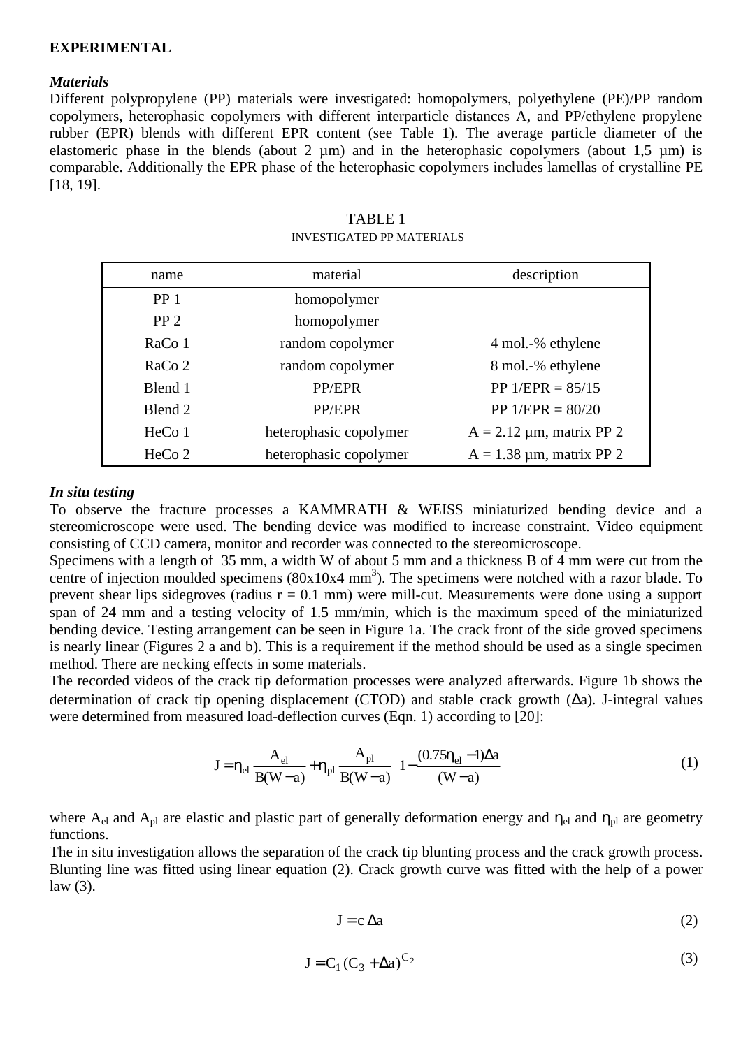## EXPERIMENTAL

### *Materials*

Different polypropylene (PP) materials were investigated: homopolymers, polyethylene (PE)/PP random copolymers, heterophasic copolymers with different interparticle distances A, and PP/ethylene propylene rubber (EPR) blends with different EPR content (see Table 1). The average particle diameter of the elastomeric phase in the blends (about 2 µm) and in the heterophasic copolymers (about 1,5 µm) is comparable. Additionally the EPR phase of the heterophasic copolymers includes lamellas of crystalline PE [18, 19].

TABLE 1
INVESTIGATED PP MATERIALS

| name | material | description |
|---|---|---|
| PP 1 | homopolymer | |
| PP 2 | homopolymer | |
| RaCo 1 | random copolymer | 4 mol.-% ethylene |
| RaCo 2 | random copolymer | 8 mol.-% ethylene |
| Blend 1 | PP/EPR | PP 1/EPR = 85/15 |
| Blend 2 | PP/EPR | PP 1/EPR = 80/20 |
| HeCo 1 | heterophasic copolymer | A = 2.12 µm, matrix PP 2 |
| HeCo 2 | heterophasic copolymer | A = 1.38 µm, matrix PP 2 |

### *In situ testing*

To observe the fracture processes a KAMMRATH & WEISS miniaturized bending device and a stereomicroscope were used. The bending device was modified to increase constraint. Video equipment consisting of CCD camera, monitor and recorder was connected to the stereomicroscope.
Specimens with a length of 35 mm, a width W of about 5 mm and a thickness B of 4 mm were cut from the centre of injection moulded specimens ($80x10x4$ mm$^3$). The specimens were notched with a razor blade. To prevent shear lips sidegroves (radius r = 0.1 mm) were mill-cut. Measurements were done using a support span of 24 mm and a testing velocity of 1.5 mm/min, which is the maximum speed of the miniaturized bending device. Testing arrangement can be seen in Figure 1a. The crack front of the side groved specimens is nearly linear (Figures 2 a and b). This is a requirement if the method should be used as a single specimen method. There are necking effects in some materials.
The recorded videos of the crack tip deformation processes were analyzed afterwards. Figure 1b shows the determination of crack tip opening displacement (CTOD) and stable crack growth ($\Delta a$). J-integral values were determined from measured load-deflection curves (Eqn. 1) according to [20]:

$$J = \eta_{el}\frac{A_{el}}{B(W-a)} + \eta_{pl}\frac{A_{pl}}{B(W-a)}\left(1 - \frac{(0.75\eta_{el}-1)\Delta a}{(W-a)}\right) \tag{1}$$

where $A_{el}$ and $A_{pl}$ are elastic and plastic part of generally deformation energy and $\eta_{el}$ and $\eta_{pl}$ are geometry functions.
The in situ investigation allows the separation of the crack tip blunting process and the crack growth process. Blunting line was fitted using linear equation (2). Crack growth curve was fitted with the help of a power law (3).

$$J = c\,\Delta a \tag{2}$$

$$J = C_1(C_3 + \Delta a)^{C_2} \tag{3}$$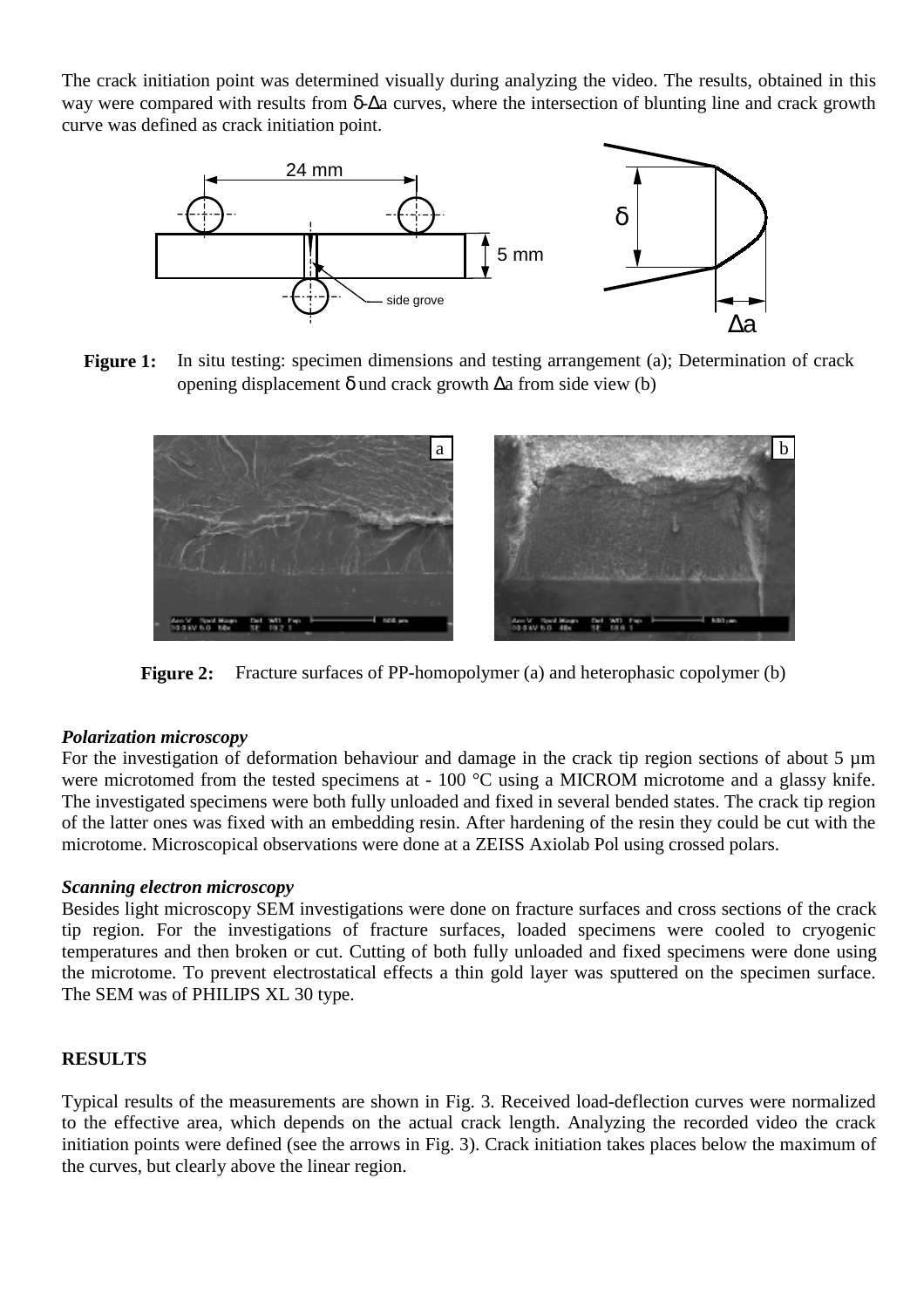The crack initiation point was determined visually during analyzing the video. The results, obtained in this way were compared with results from δ-Δa curves, where the intersection of blunting line and crack growth curve was defined as crack initiation point.

24 mm

5 mm

side grove

δ

Δa

**Figure 1:** In situ testing: specimen dimensions and testing arrangement (a); Determination of crack opening displacement δ und crack growth Δa from side view (b)

a

b

**Figure 2:** Fracture surfaces of PP-homopolymer (a) and heterophasic copolymer (b)

***Polarization microscopy***

For the investigation of deformation behaviour and damage in the crack tip region sections of about 5 µm were microtomed from the tested specimens at - 100 °C using a MICROM microtome and a glassy knife. The investigated specimens were both fully unloaded and fixed in several bended states. The crack tip region of the latter ones was fixed with an embedding resin. After hardening of the resin they could be cut with the microtome. Microscopical observations were done at a ZEISS Axiolab Pol using crossed polars.

***Scanning electron microscopy***

Besides light microscopy SEM investigations were done on fracture surfaces and cross sections of the crack tip region. For the investigations of fracture surfaces, loaded specimens were cooled to cryogenic temperatures and then broken or cut. Cutting of both fully unloaded and fixed specimens were done using the microtome. To prevent electrostatical effects a thin gold layer was sputtered on the specimen surface. The SEM was of PHILIPS XL 30 type.

**RESULTS**

Typical results of the measurements are shown in Fig. 3. Received load-deflection curves were normalized to the effective area, which depends on the actual crack length. Analyzing the recorded video the crack initiation points were defined (see the arrows in Fig. 3). Crack initiation takes places below the maximum of the curves, but clearly above the linear region.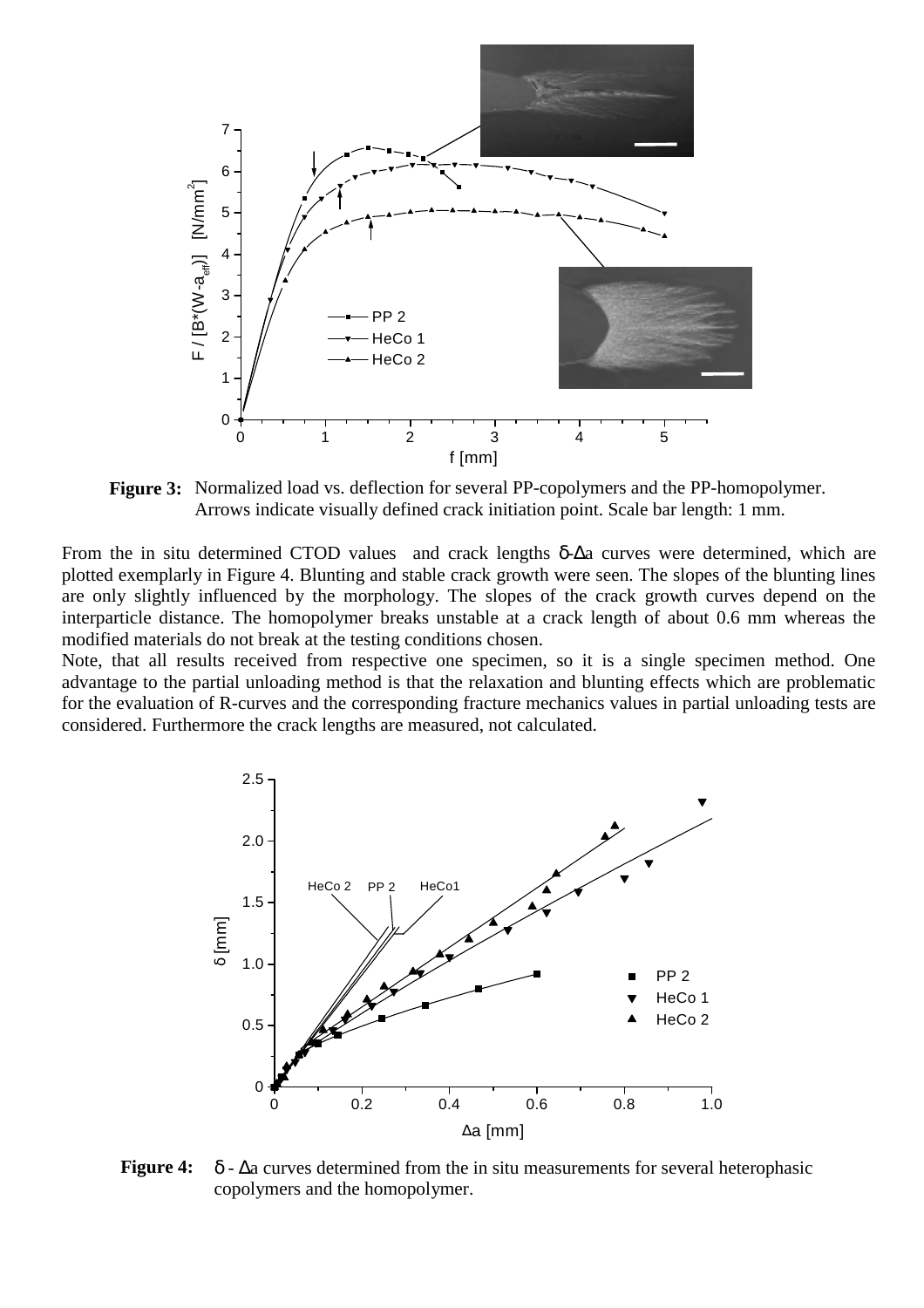7
6
5
4
3
2
1
0

F / [B*(W-a$_{eff}$)] [N/mm$^2$]

0 1 2 3 4 5

f [mm]

PP 2
HeCo 1
HeCo 2

**Figure 3:** Normalized load vs. deflection for several PP-copolymers and the PP-homopolymer. Arrows indicate visually defined crack initiation point. Scale bar length: 1 mm.

From the in situ determined CTOD values and crack lengths δ-Δa curves were determined, which are plotted exemplarly in Figure 4. Blunting and stable crack growth were seen. The slopes of the blunting lines are only slightly influenced by the morphology. The slopes of the crack growth curves depend on the interparticle distance. The homopolymer breaks unstable at a crack length of about 0.6 mm whereas the modified materials do not break at the testing conditions chosen.

Note, that all results received from respective one specimen, so it is a single specimen method. One advantage to the partial unloading method is that the relaxation and blunting effects which are problematic for the evaluation of R-curves and the corresponding fracture mechanics values in partial unloading tests are considered. Furthermore the crack lengths are measured, not calculated.

2.5
2.0
1.5
1.0
0.5
0

δ [mm]

HeCo 2 PP 2 HeCo1

PP 2
HeCo 1
HeCo 2

0 0.2 0.4 0.6 0.8 1.0

Δa [mm]

**Figure 4:** δ - Δa curves determined from the in situ measurements for several heterophasic copolymers and the homopolymer.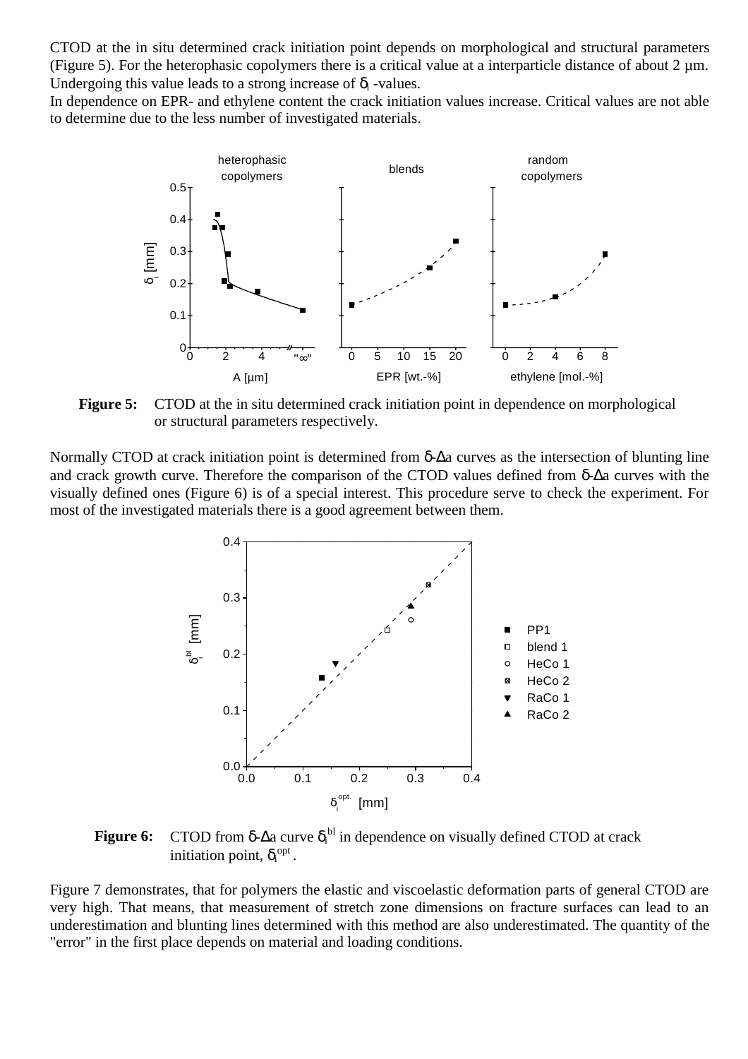CTOD at the in situ determined crack initiation point depends on morphological and structural parameters (Figure 5). For the heterophasic copolymers there is a critical value at a interparticle distance of about 2 µm. Undergoing this value leads to a strong increase of $\delta_i$ -values.
In dependence on EPR- and ethylene content the crack initiation values increase. Critical values are not able to determine due to the less number of investigated materials.

heterophasic copolymers
blends
random copolymers
$\delta_i$ [mm]
0.5
0.4
0.3
0.2
0.1
0
0 2 4 "∞"
A [µm]
0 5 10 15 20
EPR [wt.-%]
0 2 4 6 8
ethylene [mol.-%]

**Figure 5:** CTOD at the in situ determined crack initiation point in dependence on morphological or structural parameters respectively.

Normally CTOD at crack initiation point is determined from $\delta$-$\Delta$a curves as the intersection of blunting line and crack growth curve. Therefore the comparison of the CTOD values defined from $\delta$-$\Delta$a curves with the visually defined ones (Figure 6) is of a special interest. This procedure serve to check the experiment. For most of the investigated materials there is a good agreement between them.

$\delta_i^{bl}$ [mm]
0.4
0.3
0.2
0.1
0.0
0.0 0.1 0.2 0.3 0.4
$\delta_i^{opt.}$ [mm]
PP1
blend 1
HeCo 1
HeCo 2
RaCo 1
RaCo 2

**Figure 6:** CTOD from $\delta$-$\Delta$a curve $\delta_i^{bl}$ in dependence on visually defined CTOD at crack initiation point, $\delta_i^{opt}$.

Figure 7 demonstrates, that for polymers the elastic and viscoelastic deformation parts of general CTOD are very high. That means, that measurement of stretch zone dimensions on fracture surfaces can lead to an underestimation and blunting lines determined with this method are also underestimated. The quantity of the "error" in the first place depends on material and loading conditions.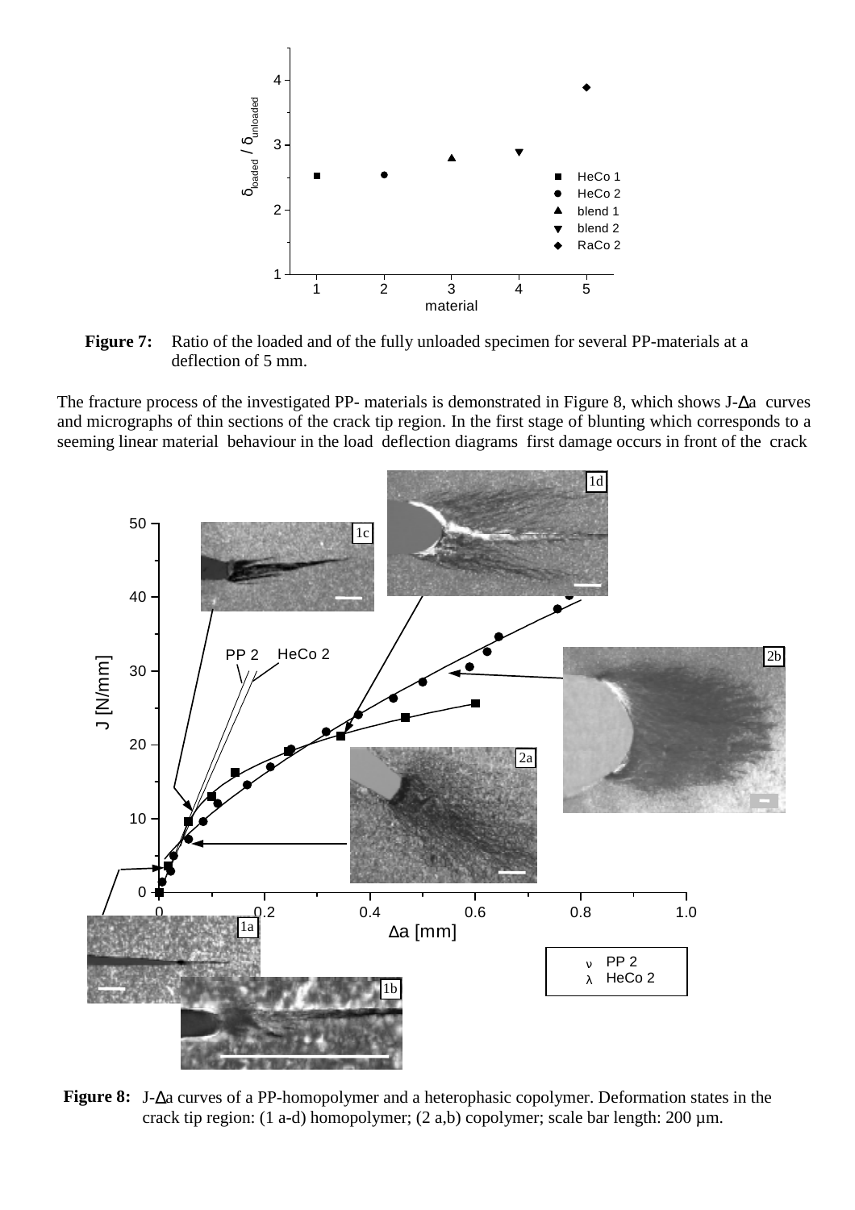4

3

$\delta_{loaded} / \delta_{unloaded}$

2

1

1 2 3 4 5

material

HeCo 1
HeCo 2
blend 1
blend 2
RaCo 2

**Figure 7:** Ratio of the loaded and of the fully unloaded specimen for several PP-materials at a deflection of 5 mm.

The fracture process of the investigated PP- materials is demonstrated in Figure 8, which shows J-Δa curves and micrographs of thin sections of the crack tip region. In the first stage of blunting which corresponds to a seeming linear material behaviour in the load deflection diagrams first damage occurs in front of the crack

J [N/mm]

50

40

30

20

10

0

0 0.2 0.4 0.6 0.8 1.0

Δa [mm]

PP 2 HeCo 2

1a 1b 1c 1d 2a 2b

ν PP 2
λ HeCo 2

**Figure 8:** J-Δa curves of a PP-homopolymer and a heterophasic copolymer. Deformation states in the crack tip region: (1 a-d) homopolymer; (2 a,b) copolymer; scale bar length: 200 µm.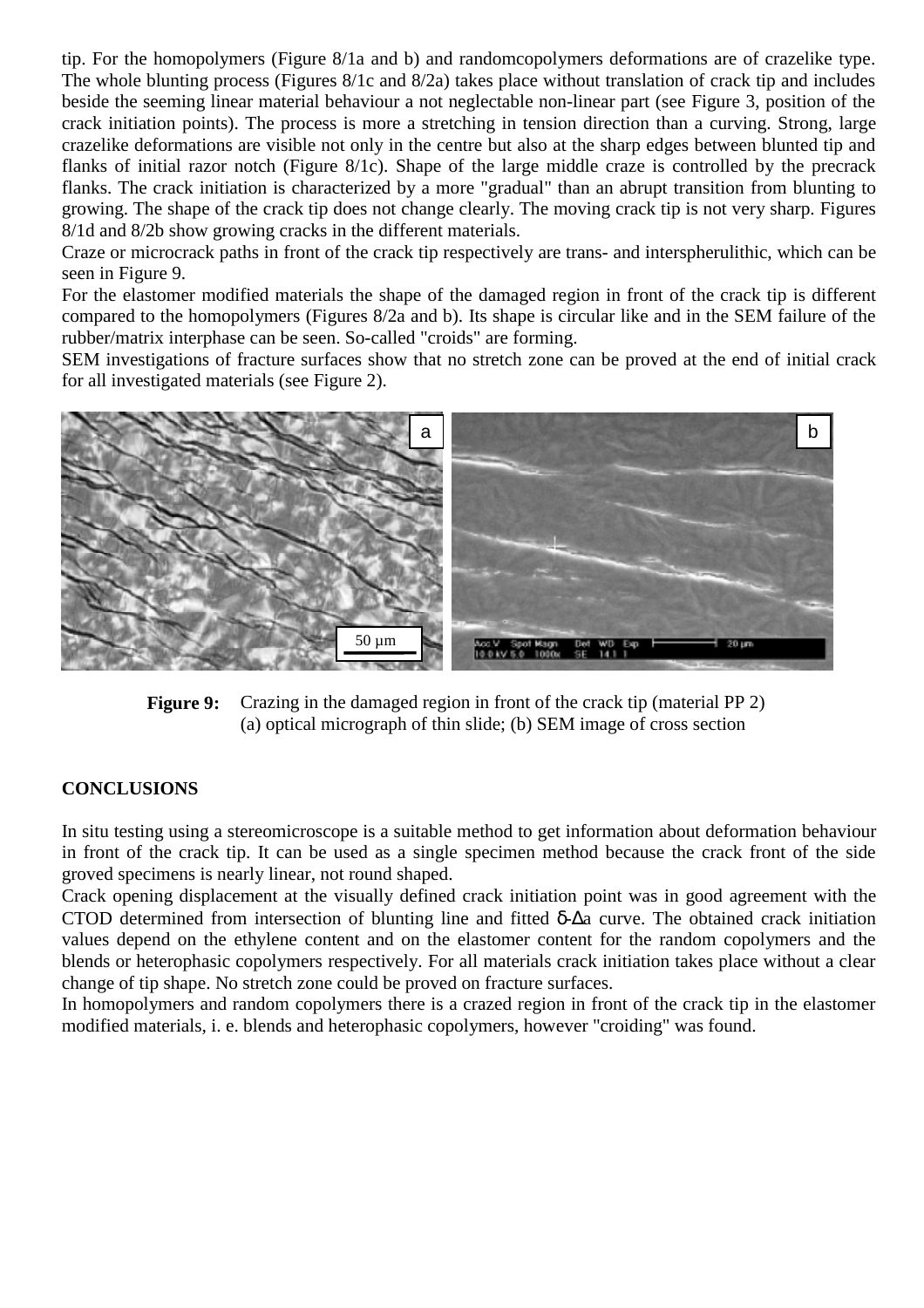tip. For the homopolymers (Figure 8/1a and b) and randomcopolymers deformations are of crazelike type. The whole blunting process (Figures 8/1c and 8/2a) takes place without translation of crack tip and includes beside the seeming linear material behaviour a not neglectable non-linear part (see Figure 3, position of the crack initiation points). The process is more a stretching in tension direction than a curving. Strong, large crazelike deformations are visible not only in the centre but also at the sharp edges between blunted tip and flanks of initial razor notch (Figure 8/1c). Shape of the large middle craze is controlled by the precrack flanks. The crack initiation is characterized by a more "gradual" than an abrupt transition from blunting to growing. The shape of the crack tip does not change clearly. The moving crack tip is not very sharp. Figures 8/1d and 8/2b show growing cracks in the different materials.

Craze or microcrack paths in front of the crack tip respectively are trans- and interspherulithic, which can be seen in Figure 9.

For the elastomer modified materials the shape of the damaged region in front of the crack tip is different compared to the homopolymers (Figures 8/2a and b). Its shape is circular like and in the SEM failure of the rubber/matrix interphase can be seen. So-called "croids" are forming.

SEM investigations of fracture surfaces show that no stretch zone can be proved at the end of initial crack for all investigated materials (see Figure 2).

**Figure 9:** Crazing in the damaged region in front of the crack tip (material PP 2)
(a) optical micrograph of thin slide; (b) SEM image of cross section

**CONCLUSIONS**

In situ testing using a stereomicroscope is a suitable method to get information about deformation behaviour in front of the crack tip. It can be used as a single specimen method because the crack front of the side groved specimens is nearly linear, not round shaped.

Crack opening displacement at the visually defined crack initiation point was in good agreement with the CTOD determined from intersection of blunting line and fitted $\delta$-$\Delta a$ curve. The obtained crack initiation values depend on the ethylene content and on the elastomer content for the random copolymers and the blends or heterophasic copolymers respectively. For all materials crack initiation takes place without a clear change of tip shape. No stretch zone could be proved on fracture surfaces.

In homopolymers and random copolymers there is a crazed region in front of the crack tip in the elastomer modified materials, i. e. blends and heterophasic copolymers, however "croiding" was found.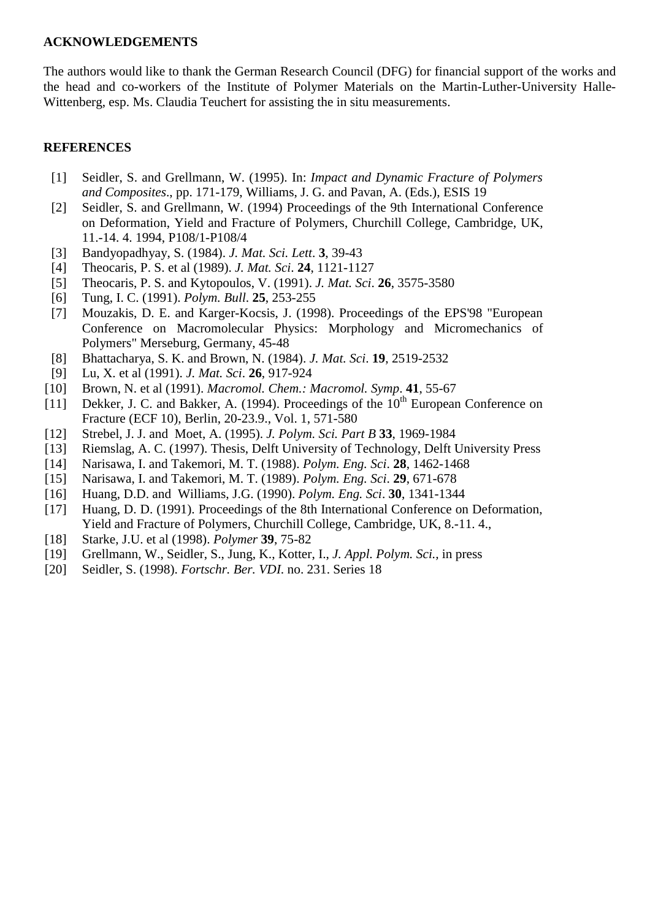## ACKNOWLEDGEMENTS

The authors would like to thank the German Research Council (DFG) for financial support of the works and the head and co-workers of the Institute of Polymer Materials on the Martin-Luther-University Halle-Wittenberg, esp. Ms. Claudia Teuchert for assisting the in situ measurements.

## REFERENCES

[1] Seidler, S. and Grellmann, W. (1995). In: *Impact and Dynamic Fracture of Polymers and Composites*., pp. 171-179, Williams, J. G. and Pavan, A. (Eds.), ESIS 19

[2] Seidler, S. and Grellmann, W. (1994) Proceedings of the 9th International Conference on Deformation, Yield and Fracture of Polymers, Churchill College, Cambridge, UK, 11.-14. 4. 1994, P108/1-P108/4

[3] Bandyopadhyay, S. (1984). *J. Mat. Sci. Lett*. **3**, 39-43

[4] Theocaris, P. S. et al (1989). *J. Mat. Sci*. **24**, 1121-1127

[5] Theocaris, P. S. and Kytopoulos, V. (1991). *J. Mat. Sci*. **26**, 3575-3580

[6] Tung, I. C. (1991). *Polym. Bull*. **25**, 253-255

[7] Mouzakis, D. E. and Karger-Kocsis, J. (1998). Proceedings of the EPS'98 "European Conference on Macromolecular Physics: Morphology and Micromechanics of Polymers" Merseburg, Germany, 45-48

[8] Bhattacharya, S. K. and Brown, N. (1984). *J. Mat. Sci*. **19**, 2519-2532

[9] Lu, X. et al (1991). *J. Mat. Sci*. **26**, 917-924

[10] Brown, N. et al (1991). *Macromol. Chem.: Macromol. Symp*. **41**, 55-67

[11] Dekker, J. C. and Bakker, A. (1994). Proceedings of the 10th European Conference on Fracture (ECF 10), Berlin, 20-23.9., Vol. 1, 571-580

[12] Strebel, J. J. and Moet, A. (1995). *J. Polym. Sci. Part B* **33**, 1969-1984

[13] Riemslag, A. C. (1997). Thesis, Delft University of Technology, Delft University Press

[14] Narisawa, I. and Takemori, M. T. (1988). *Polym. Eng. Sci*. **28**, 1462-1468

[15] Narisawa, I. and Takemori, M. T. (1989). *Polym. Eng. Sci*. **29**, 671-678

[16] Huang, D.D. and Williams, J.G. (1990). *Polym. Eng. Sci*. **30**, 1341-1344

[17] Huang, D. D. (1991). Proceedings of the 8th International Conference on Deformation, Yield and Fracture of Polymers, Churchill College, Cambridge, UK, 8.-11. 4.,

[18] Starke, J.U. et al (1998). *Polymer* **39**, 75-82

[19] Grellmann, W., Seidler, S., Jung, K., Kotter, I., *J. Appl. Polym. Sci.*, in press

[20] Seidler, S. (1998). *Fortschr. Ber. VDI*. no. 231. Series 18